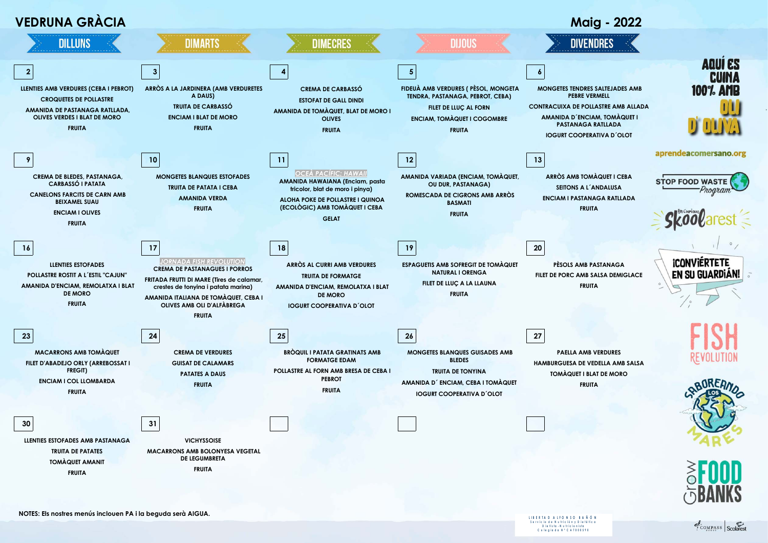# VEDRUNA GRÀCIA

## Maig - 2022

| DILLUNS | DIMARTS | DIMECRES | DIJOUS | DIVENDRES |
|---|---|---|---|---|
| **2**<br>LLENTIES AMB VERDURES (CEBA I PEBROT)<br>CROQUETES DE POLLASTRE<br>AMANIDA DE PASTANAGA RATLLADA, OLIVES VERDES I BLAT DE MORO<br>FRUITA | **3**<br>ARRÒS A LA JARDINERA (AMB VERDURETES A DAUS)<br>TRUITA DE CARBASSÓ<br>ENCIAM I BLAT DE MORO<br>FRUITA | **4**<br>CREMA DE CARBASSÓ<br>ESTOFAT DE GALL DINDI<br>AMANIDA DE TOMÀQUET, BLAT DE MORO I OLIVES<br>FRUITA | **5**<br>FIDEUÀ AMB VERDURES ( PÈSOL, MONGETA TENDRA, PASTANAGA, PEBROT, CEBA)<br>FILET DE LLUÇ AL FORN<br>ENCIAM, TOMÀQUET I COGOMBRE<br>FRUITA | **6**<br>MONGETES TENDRES SALTEJADES AMB PEBRE VERMELL<br>CONTRACUIXA DE POLLASTRE AMB ALLADA<br>AMANIDA D´ENCIAM, TOMÀQUET I PASTANAGA RATLLADA<br>IOGURT COOPERATIVA D´OLOT |
| **9**<br>CREMA DE BLEDES, PASTANAGA, CARBASSÓ I PATATA<br>CANELONS FARCITS DE CARN AMB BEIXAMEL SUAU<br>ENCIAM I OLIVES<br>FRUITA | **10**<br>MONGETES BLANQUES ESTOFADES<br>TRUITA DE PATATA I CEBA<br>AMANIDA VERDA<br>FRUITA | **11**<br>*OCEÀ PACÍFIC: HAWAII*<br>AMANIDA HAWAIANA (Enciam, pasta tricolor, blat de moro i pinya)<br>ALOHA POKE DE POLLASTRE I QUINOA (ECOLÒGIC) AMB TOMÀQUET I CEBA<br>GELAT | **12**<br>AMANIDA VARIADA (ENCIAM, TOMÀQUET, OU DUR, PASTANAGA)<br>ROMESCADA DE CIGRONS AMB ARRÒS BASMATI<br>FRUITA | **13**<br>ARRÒS AMB TOMÀQUET I CEBA<br>SEITONS A L´ANDALUSA<br>ENCIAM I PASTANAGA RATLLADA<br>FRUITA |
| **16**<br>LLENTIES ESTOFADES<br>POLLASTRE ROSTIT A L´ESTIL "CAJUN"<br>AMANIDA D'ENCIAM, REMOLATXA I BLAT DE MORO<br>FRUITA | **17**<br>*JORNADA FISH REVOLUTION*<br>CREMA DE PASTANAGUES I PORROS<br>FRITADA FRUTTI DI MARE (Tires de calamar, crestes de tonyina i patata marina)<br>AMANIDA ITALIANA DE TOMÀQUET, CEBA I OLIVES AMB OLI D'ALFÀBREGA<br>FRUITA | **18**<br>ARRÒS AL CURRI AMB VERDURES<br>TRUITA DE FORMATGE<br>AMANIDA D'ENCIAM, REMOLATXA I BLAT DE MORO<br>IOGURT COOPERATIVA D´OLOT | **19**<br>ESPAGUETIS AMB SOFREGIT DE TOMÀQUET NATURAL I ORENGA<br>FILET DE LLUÇ A LA LLAUNA<br>FRUITA | **20**<br>PÈSOLS AMB PASTANAGA<br>FILET DE PORC AMB SALSA DEMIGLACE<br>FRUITA |
| **23**<br>MACARRONS AMB TOMÀQUET<br>FILET D'ABADEJO ORLY (ARREBOSSAT I FREGIT)<br>ENCIAM I COL LLOMBARDA<br>FRUITA | **24**<br>CREMA DE VERDURES<br>GUISAT DE CALAMARS<br>PATATES A DAUS<br>FRUITA | **25**<br>BRÒQUIL I PATATA GRATINATS AMB FORMATGE EDAM<br>POLLASTRE AL FORN AMB BRESA DE CEBA I PEBROT<br>FRUITA | **26**<br>MONGETES BLANQUES GUISADES AMB BLEDES<br>TRUITA DE TONYINA<br>AMANIDA D´ ENCIAM, CEBA I TOMÀQUET<br>IOGURT COOPERATIVA D´OLOT | **27**<br>PAELLA AMB VERDURES<br>HAMBURGUESA DE VEDELLA AMB SALSA<br>TOMÀQUET I BLAT DE MORO<br>FRUITA |
| **30**<br>LLENTIES ESTOFADES AMB PASTANAGA<br>TRUITA DE PATATES<br>TOMÀQUET AMANIT<br>FRUITA | **31**<br>VICHYSSOISE<br>MACARRONS AMB BOLONYESA VEGETAL DE LEGUMBRETA<br>FRUITA | | | |

AQUÍ ES CUINA 100% AMB OLI D' OLIVA

aprendeacomersano.org

STOP FOOD WASTE Program

Skoolarest

¡CONVIÉRTETE EN SU GUARDIÁN!

FISH REVOLUTION

SABOREANDO LOS MARES

Grow FOOD BANKS

**NOTES: Els nostres menús inclouen PA i la beguda serà AIGUA.**

LIBERTAD ALFONSO BAÑÓN
Servicio de Nutrición y Dietética
Dietista-Nutricionista
Colegiada Nº CAT000598

COMPASS GROUP | Scolarest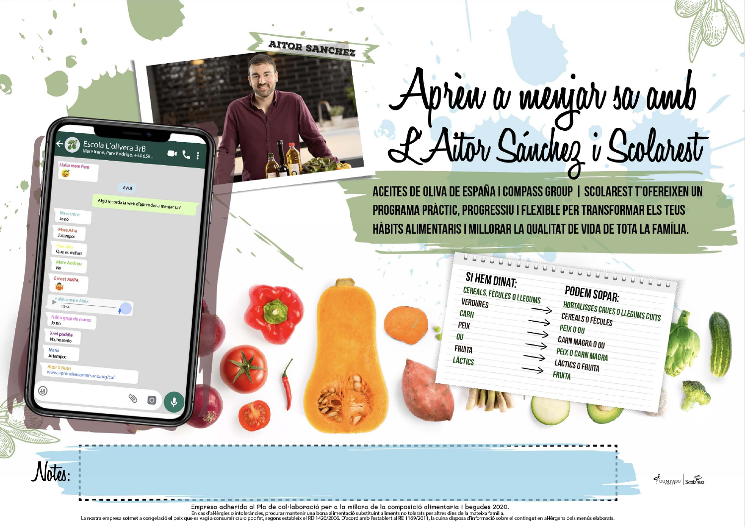AITOR SANCHEZ

# Aprèn a menjar sa amb L'Aitor Sánchez i Scolarest

**ACEITES DE OLIVA DE ESPAÑA I COMPASS GROUP | SCOLAREST T'OFEREIXEN UN PROGRAMA PRÀCTIC, PROGRESSIU I FLEXIBLE PER TRANSFORMAR ELS TEUS HÀBITS ALIMENTARIS I MILLORAR LA QUALITAT DE VIDA DE TOTA LA FAMÍLIA.**

Escola L'olivera 3rB
Mare Irene, Pare Rodrigo, +34 658...

Lluïsa mare Pere

AVUI

Algú recorda la web d'aprendre a menjar sa?

Mare Irene
Jo no

Mare Alba
Jo tampoc

Pare Jofre
Que es milllori

Mare Andreu
No

Ernest AMPA

Eulàlia mare Aleix
13:54

Núria grup de mares
Jo no

Xavi paddle
No, ho sento

Maria
Jo tampoc

Aitor S Nutri
www.aprendeacomersano.org/ca/

| SI HEM DINAT: | | PODEM SOPAR: |
|---|---|---|
| CEREALS, FÈCULES O LLEGUMS | → | HORTALISSES CRUES O LLEGUMS CUITS |
| VERDURES | → | CEREALS O FÈCULES |
| CARN | → | PEIX O OU |
| PEIX | → | CARN MAGRA O OU |
| OU | → | PEIX O CARN MAGRA |
| FRUITA | → | LÀCTICS O FRUITA |
| LÀCTICS | → | FRUITA |

Notes:

COMPASS | Scolarest

Empresa adherida al Pla de col·laboració per a la millora de la composició alimentaria i begudes 2020.
En cas d'al·lèrgies o intoleràncies, procurar mantenir una bona alimentació substituint aliments no tolerats per altres dins de la mateixa família.
La nostra empresa sotmet a congelació el peix que es vagi a consumir cru o poc fet, segons estableix el RD 1420/2006. D'acord amb l'establert al RE 1169/2011, la cuina disposa d'informació sobre el contingut en al·lèrgens dels menús elaborats.